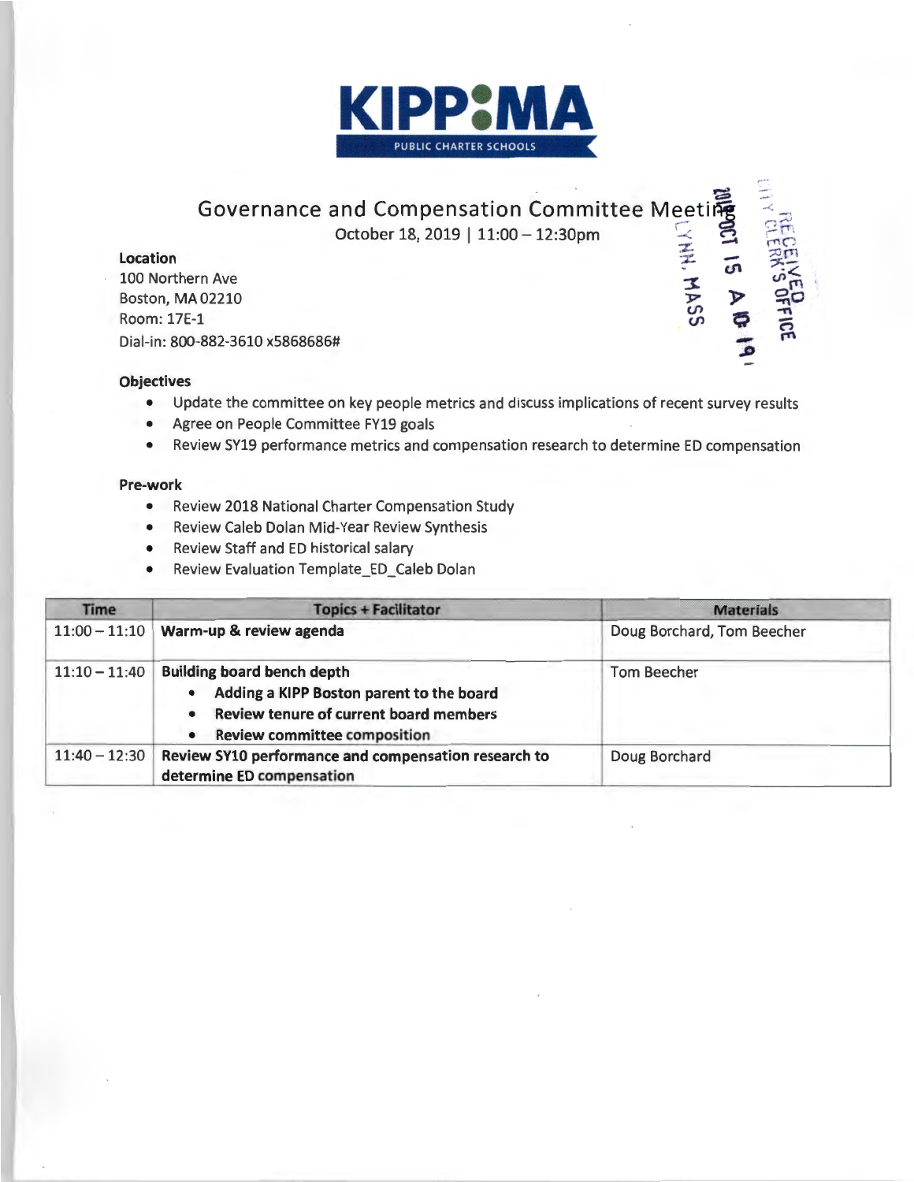# KIPP MA

PUBLIC CHARTER SCHOOLS

## Governance and Compensation Committee Meeting

October 18, 2019 | 11:00 – 12:30pm

**Location**
100 Northern Ave
Boston, MA 02210
Room: 17E-1
Dial-in: 800-882-3610 x5868686#

RECEIVED CITY CLERK'S OFFICE LYNN, MASS 2019 OCT 15 A 10:19

**Objectives**

- Update the committee on key people metrics and discuss implications of recent survey results
- Agree on People Committee FY19 goals
- Review SY19 performance metrics and compensation research to determine ED compensation

**Pre-work**

- Review 2018 National Charter Compensation Study
- Review Caleb Dolan Mid-Year Review Synthesis
- Review Staff and ED historical salary
- Review Evaluation Template_ED_Caleb Dolan

| Time | Topics + Facilitator | Materials |
|---|---|---|
| 11:00 – 11:10 | **Warm-up & review agenda** | Doug Borchard, Tom Beecher |
| 11:10 – 11:40 | **Building board bench depth**<br>• **Adding a KIPP Boston parent to the board**<br>• **Review tenure of current board members**<br>• **Review committee composition** | Tom Beecher |
| 11:40 – 12:30 | **Review SY10 performance and compensation research to determine ED compensation** | Doug Borchard |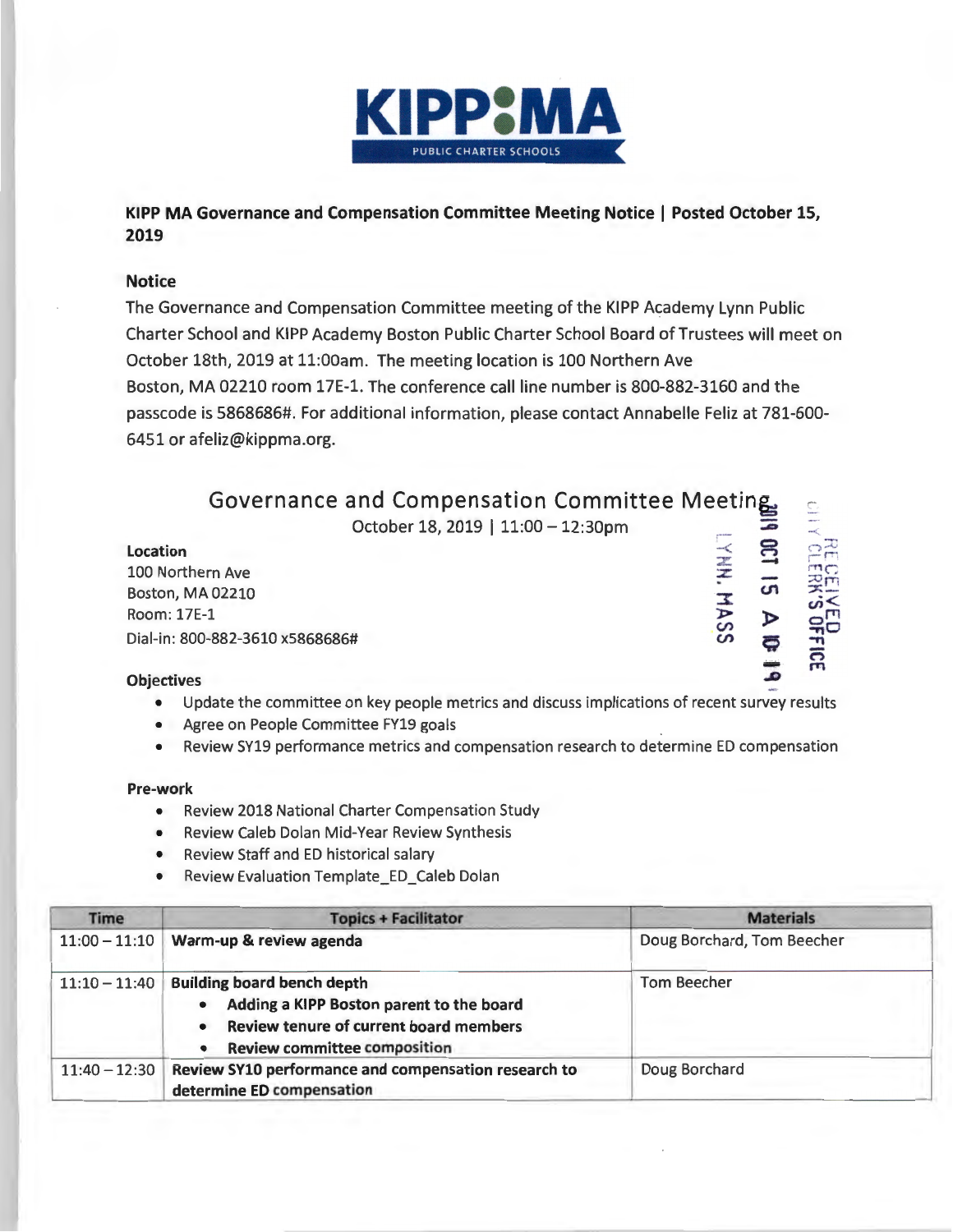KIPP MA PUBLIC CHARTER SCHOOLS

**KIPP MA Governance and Compensation Committee Meeting Notice | Posted October 15, 2019**

**Notice**

The Governance and Compensation Committee meeting of the KIPP Academy Lynn Public Charter School and KIPP Academy Boston Public Charter School Board of Trustees will meet on October 18th, 2019 at 11:00am. The meeting location is 100 Northern Ave Boston, MA 02210 room 17E-1. The conference call line number is 800-882-3160 and the passcode is 5868686#. For additional information, please contact Annabelle Feliz at 781-600-6451 or afeliz@kippma.org.

RECEIVED CITY CLERK'S OFFICE LYNN, MASS 2019 OCT 15 A 10:19

## Governance and Compensation Committee Meeting

October 18, 2019 | 11:00 – 12:30pm

**Location**
100 Northern Ave
Boston, MA 02210
Room: 17E-1
Dial-in: 800-882-3610 x5868686#

**Objectives**

- Update the committee on key people metrics and discuss implications of recent survey results
- Agree on People Committee FY19 goals
- Review SY19 performance metrics and compensation research to determine ED compensation

**Pre-work**

- Review 2018 National Charter Compensation Study
- Review Caleb Dolan Mid-Year Review Synthesis
- Review Staff and ED historical salary
- Review Evaluation Template_ED_Caleb Dolan

| Time | Topics + Facilitator | Materials |
| --- | --- | --- |
| 11:00 – 11:10 | **Warm-up & review agenda** | Doug Borchard, Tom Beecher |
| 11:10 – 11:40 | **Building board bench depth**<br>• **Adding a KIPP Boston parent to the board**<br>• **Review tenure of current board members**<br>• **Review committee composition** | Tom Beecher |
| 11:40 – 12:30 | **Review SY10 performance and compensation research to determine ED compensation** | Doug Borchard |